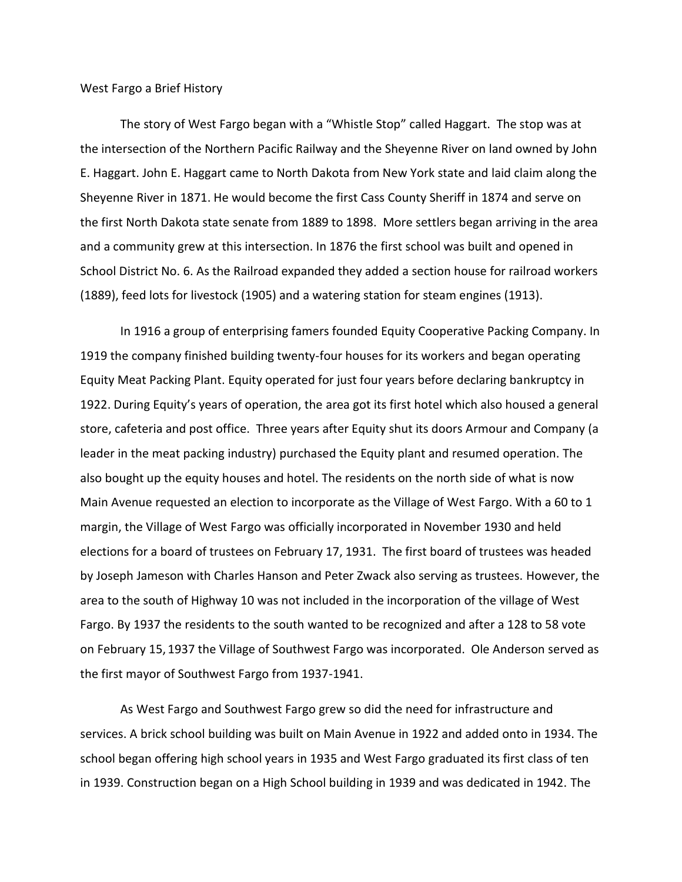West Fargo a Brief History

The story of West Fargo began with a "Whistle Stop" called Haggart. The stop was at the intersection of the Northern Pacific Railway and the Sheyenne River on land owned by John E. Haggart. John E. Haggart came to North Dakota from New York state and laid claim along the Sheyenne River in 1871. He would become the first Cass County Sheriff in 1874 and serve on the first North Dakota state senate from 1889 to 1898. More settlers began arriving in the area and a community grew at this intersection. In 1876 the first school was built and opened in School District No. 6. As the Railroad expanded they added a section house for railroad workers (1889), feed lots for livestock (1905) and a watering station for steam engines (1913).

In 1916 a group of enterprising famers founded Equity Cooperative Packing Company. In 1919 the company finished building twenty-four houses for its workers and began operating Equity Meat Packing Plant. Equity operated for just four years before declaring bankruptcy in 1922. During Equity's years of operation, the area got its first hotel which also housed a general store, cafeteria and post office. Three years after Equity shut its doors Armour and Company (a leader in the meat packing industry) purchased the Equity plant and resumed operation. The also bought up the equity houses and hotel. The residents on the north side of what is now Main Avenue requested an election to incorporate as the Village of West Fargo. With a 60 to 1 margin, the Village of West Fargo was officially incorporated in November 1930 and held elections for a board of trustees on February 17, 1931. The first board of trustees was headed by Joseph Jameson with Charles Hanson and Peter Zwack also serving as trustees. However, the area to the south of Highway 10 was not included in the incorporation of the village of West Fargo. By 1937 the residents to the south wanted to be recognized and after a 128 to 58 vote on February 15, 1937 the Village of Southwest Fargo was incorporated. Ole Anderson served as the first mayor of Southwest Fargo from 1937-1941.

As West Fargo and Southwest Fargo grew so did the need for infrastructure and services. A brick school building was built on Main Avenue in 1922 and added onto in 1934. The school began offering high school years in 1935 and West Fargo graduated its first class of ten in 1939. Construction began on a High School building in 1939 and was dedicated in 1942. The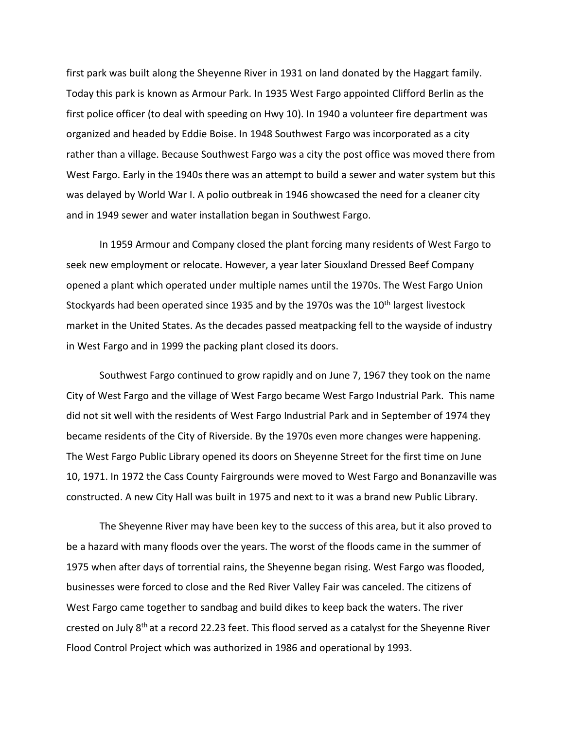first park was built along the Sheyenne River in 1931 on land donated by the Haggart family. Today this park is known as Armour Park. In 1935 West Fargo appointed Clifford Berlin as the first police officer (to deal with speeding on Hwy 10). In 1940 a volunteer fire department was organized and headed by Eddie Boise. In 1948 Southwest Fargo was incorporated as a city rather than a village. Because Southwest Fargo was a city the post office was moved there from West Fargo. Early in the 1940s there was an attempt to build a sewer and water system but this was delayed by World War I. A polio outbreak in 1946 showcased the need for a cleaner city and in 1949 sewer and water installation began in Southwest Fargo.

In 1959 Armour and Company closed the plant forcing many residents of West Fargo to seek new employment or relocate. However, a year later Siouxland Dressed Beef Company opened a plant which operated under multiple names until the 1970s. The West Fargo Union Stockyards had been operated since 1935 and by the 1970s was the 10th largest livestock market in the United States. As the decades passed meatpacking fell to the wayside of industry in West Fargo and in 1999 the packing plant closed its doors.

Southwest Fargo continued to grow rapidly and on June 7, 1967 they took on the name City of West Fargo and the village of West Fargo became West Fargo Industrial Park. This name did not sit well with the residents of West Fargo Industrial Park and in September of 1974 they became residents of the City of Riverside. By the 1970s even more changes were happening. The West Fargo Public Library opened its doors on Sheyenne Street for the first time on June 10, 1971. In 1972 the Cass County Fairgrounds were moved to West Fargo and Bonanzaville was constructed. A new City Hall was built in 1975 and next to it was a brand new Public Library.

The Sheyenne River may have been key to the success of this area, but it also proved to be a hazard with many floods over the years. The worst of the floods came in the summer of 1975 when after days of torrential rains, the Sheyenne began rising. West Fargo was flooded, businesses were forced to close and the Red River Valley Fair was canceled. The citizens of West Fargo came together to sandbag and build dikes to keep back the waters. The river crested on July 8th at a record 22.23 feet. This flood served as a catalyst for the Sheyenne River Flood Control Project which was authorized in 1986 and operational by 1993.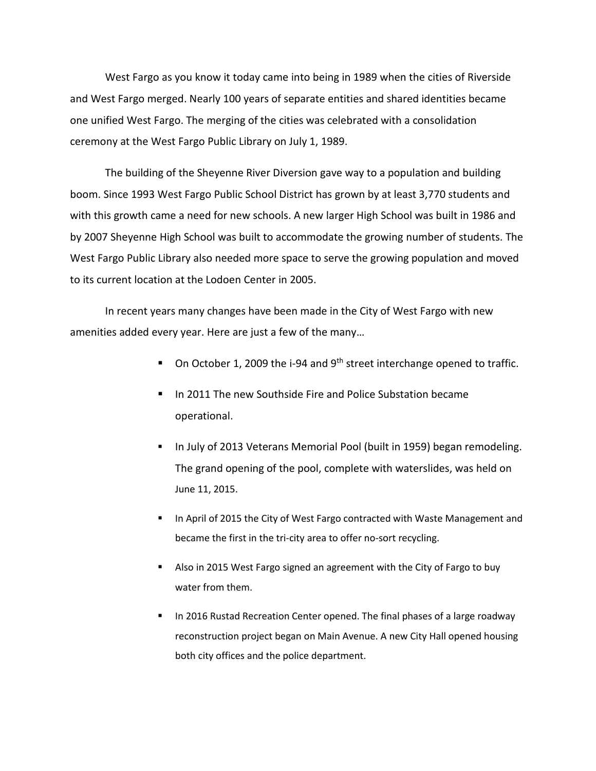West Fargo as you know it today came into being in 1989 when the cities of Riverside and West Fargo merged. Nearly 100 years of separate entities and shared identities became one unified West Fargo. The merging of the cities was celebrated with a consolidation ceremony at the West Fargo Public Library on July 1, 1989.

The building of the Sheyenne River Diversion gave way to a population and building boom. Since 1993 West Fargo Public School District has grown by at least 3,770 students and with this growth came a need for new schools. A new larger High School was built in 1986 and by 2007 Sheyenne High School was built to accommodate the growing number of students. The West Fargo Public Library also needed more space to serve the growing population and moved to its current location at the Lodoen Center in 2005.

In recent years many changes have been made in the City of West Fargo with new amenities added every year. Here are just a few of the many…

- On October 1, 2009 the i-94 and 9th street interchange opened to traffic.
- In 2011 The new Southside Fire and Police Substation became operational.
- In July of 2013 Veterans Memorial Pool (built in 1959) began remodeling. The grand opening of the pool, complete with waterslides, was held on June 11, 2015.
- In April of 2015 the City of West Fargo contracted with Waste Management and became the first in the tri-city area to offer no-sort recycling.
- Also in 2015 West Fargo signed an agreement with the City of Fargo to buy water from them.
- In 2016 Rustad Recreation Center opened. The final phases of a large roadway reconstruction project began on Main Avenue. A new City Hall opened housing both city offices and the police department.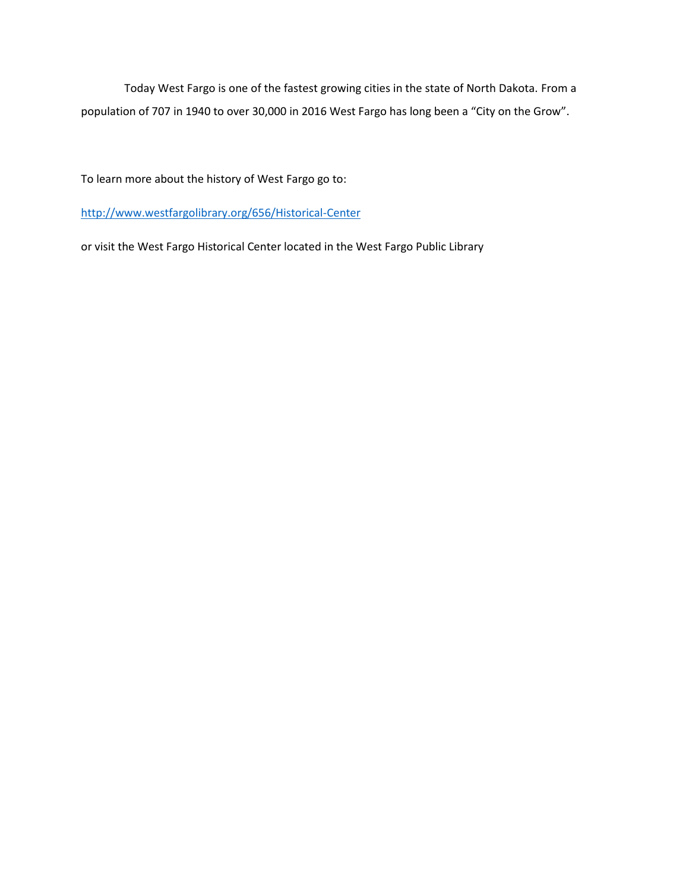Today West Fargo is one of the fastest growing cities in the state of North Dakota. From a population of 707 in 1940 to over 30,000 in 2016 West Fargo has long been a “City on the Grow”.

To learn more about the history of West Fargo go to:

http://www.westfargolibrary.org/656/Historical-Center

or visit the West Fargo Historical Center located in the West Fargo Public Library